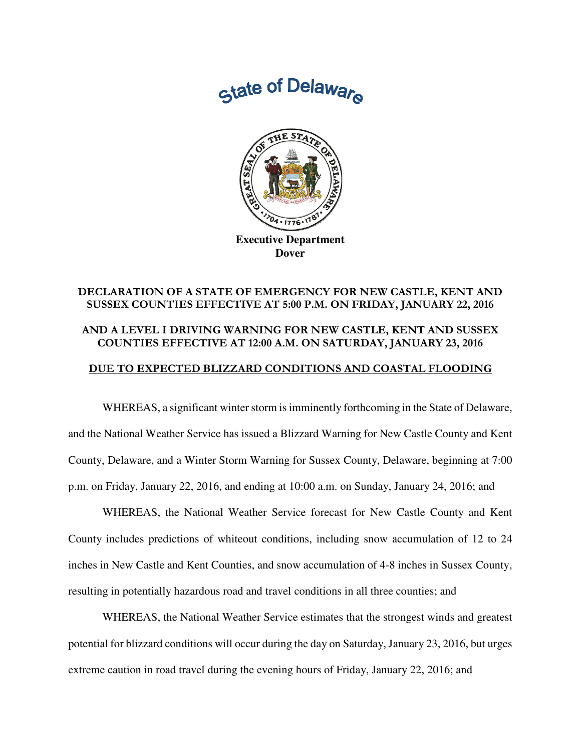# State of Delaware

**Executive Department**
**Dover**

## DECLARATION OF A STATE OF EMERGENCY FOR NEW CASTLE, KENT AND SUSSEX COUNTIES EFFECTIVE AT 5:00 P.M. ON FRIDAY, JANUARY 22, 2016

## AND A LEVEL I DRIVING WARNING FOR NEW CASTLE, KENT AND SUSSEX COUNTIES EFFECTIVE AT 12:00 A.M. ON SATURDAY, JANUARY 23, 2016

## DUE TO EXPECTED BLIZZARD CONDITIONS AND COASTAL FLOODING

WHEREAS, a significant winter storm is imminently forthcoming in the State of Delaware, and the National Weather Service has issued a Blizzard Warning for New Castle County and Kent County, Delaware, and a Winter Storm Warning for Sussex County, Delaware, beginning at 7:00 p.m. on Friday, January 22, 2016, and ending at 10:00 a.m. on Sunday, January 24, 2016; and

WHEREAS, the National Weather Service forecast for New Castle County and Kent County includes predictions of whiteout conditions, including snow accumulation of 12 to 24 inches in New Castle and Kent Counties, and snow accumulation of 4-8 inches in Sussex County, resulting in potentially hazardous road and travel conditions in all three counties; and

WHEREAS, the National Weather Service estimates that the strongest winds and greatest potential for blizzard conditions will occur during the day on Saturday, January 23, 2016, but urges extreme caution in road travel during the evening hours of Friday, January 22, 2016; and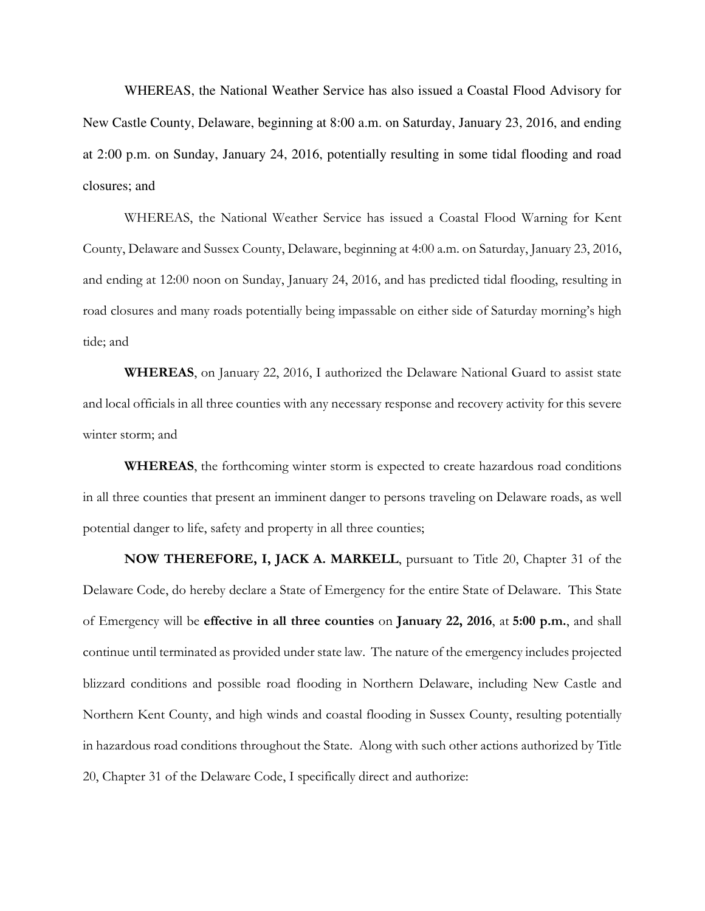WHEREAS, the National Weather Service has also issued a Coastal Flood Advisory for New Castle County, Delaware, beginning at 8:00 a.m. on Saturday, January 23, 2016, and ending at 2:00 p.m. on Sunday, January 24, 2016, potentially resulting in some tidal flooding and road closures; and

WHEREAS, the National Weather Service has issued a Coastal Flood Warning for Kent County, Delaware and Sussex County, Delaware, beginning at 4:00 a.m. on Saturday, January 23, 2016, and ending at 12:00 noon on Sunday, January 24, 2016, and has predicted tidal flooding, resulting in road closures and many roads potentially being impassable on either side of Saturday morning's high tide; and

**WHEREAS**, on January 22, 2016, I authorized the Delaware National Guard to assist state and local officials in all three counties with any necessary response and recovery activity for this severe winter storm; and

**WHEREAS**, the forthcoming winter storm is expected to create hazardous road conditions in all three counties that present an imminent danger to persons traveling on Delaware roads, as well potential danger to life, safety and property in all three counties;

**NOW THEREFORE, I, JACK A. MARKELL**, pursuant to Title 20, Chapter 31 of the Delaware Code, do hereby declare a State of Emergency for the entire State of Delaware. This State of Emergency will be **effective in all three counties** on **January 22, 2016**, at **5:00 p.m.**, and shall continue until terminated as provided under state law. The nature of the emergency includes projected blizzard conditions and possible road flooding in Northern Delaware, including New Castle and Northern Kent County, and high winds and coastal flooding in Sussex County, resulting potentially in hazardous road conditions throughout the State. Along with such other actions authorized by Title 20, Chapter 31 of the Delaware Code, I specifically direct and authorize: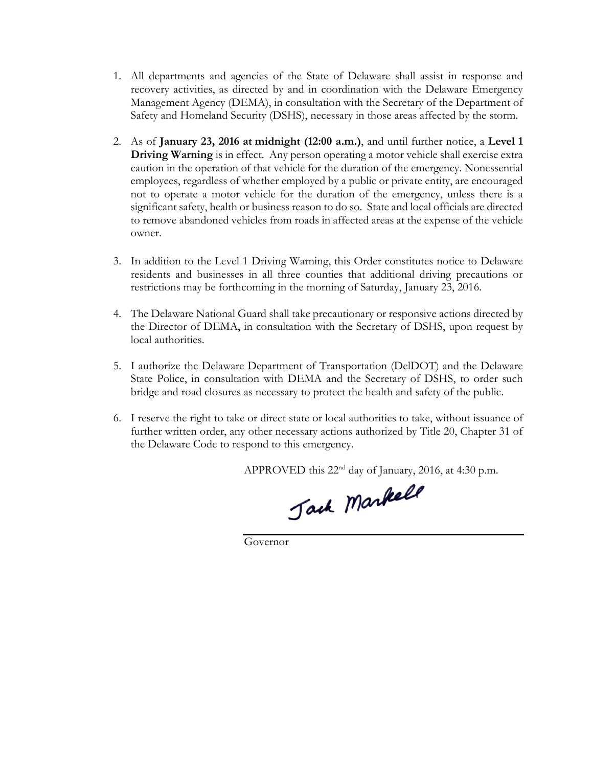1. All departments and agencies of the State of Delaware shall assist in response and recovery activities, as directed by and in coordination with the Delaware Emergency Management Agency (DEMA), in consultation with the Secretary of the Department of Safety and Homeland Security (DSHS), necessary in those areas affected by the storm.

2. As of **January 23, 2016 at midnight (12:00 a.m.)**, and until further notice, a **Level 1 Driving Warning** is in effect. Any person operating a motor vehicle shall exercise extra caution in the operation of that vehicle for the duration of the emergency. Nonessential employees, regardless of whether employed by a public or private entity, are encouraged not to operate a motor vehicle for the duration of the emergency, unless there is a significant safety, health or business reason to do so. State and local officials are directed to remove abandoned vehicles from roads in affected areas at the expense of the vehicle owner.

3. In addition to the Level 1 Driving Warning, this Order constitutes notice to Delaware residents and businesses in all three counties that additional driving precautions or restrictions may be forthcoming in the morning of Saturday, January 23, 2016.

4. The Delaware National Guard shall take precautionary or responsive actions directed by the Director of DEMA, in consultation with the Secretary of DSHS, upon request by local authorities.

5. I authorize the Delaware Department of Transportation (DelDOT) and the Delaware State Police, in consultation with DEMA and the Secretary of DSHS, to order such bridge and road closures as necessary to protect the health and safety of the public.

6. I reserve the right to take or direct state or local authorities to take, without issuance of further written order, any other necessary actions authorized by Title 20, Chapter 31 of the Delaware Code to respond to this emergency.

APPROVED this 22nd day of January, 2016, at 4:30 p.m.

Jack Markell

Governor